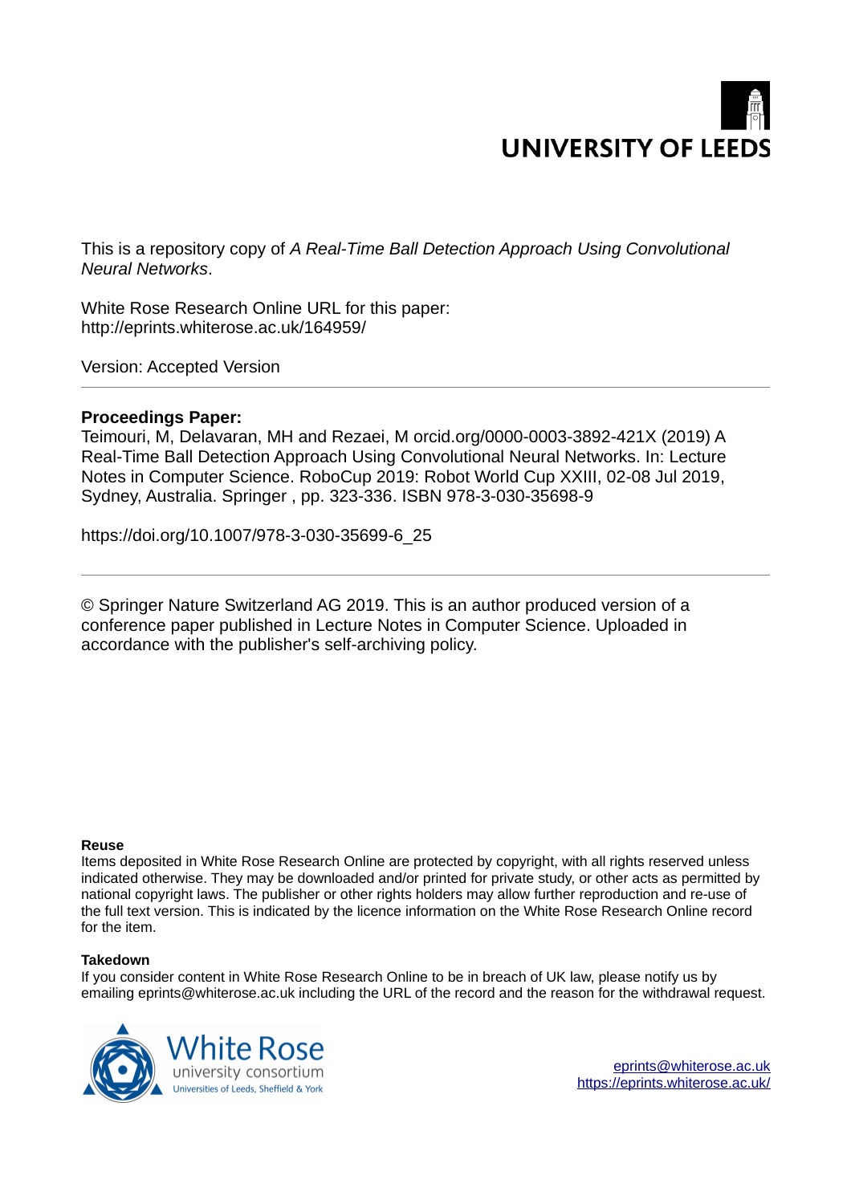UNIVERSITY OF LEEDS

This is a repository copy of *A Real-Time Ball Detection Approach Using Convolutional Neural Networks*.

White Rose Research Online URL for this paper:
http://eprints.whiterose.ac.uk/164959/

Version: Accepted Version

---

**Proceedings Paper:**

Teimouri, M, Delavaran, MH and Rezaei, M orcid.org/0000-0003-3892-421X (2019) A Real-Time Ball Detection Approach Using Convolutional Neural Networks. In: Lecture Notes in Computer Science. RoboCup 2019: Robot World Cup XXIII, 02-08 Jul 2019, Sydney, Australia. Springer , pp. 323-336. ISBN 978-3-030-35698-9

https://doi.org/10.1007/978-3-030-35699-6_25

---

© Springer Nature Switzerland AG 2019. This is an author produced version of a conference paper published in Lecture Notes in Computer Science. Uploaded in accordance with the publisher's self-archiving policy.

**Reuse**

Items deposited in White Rose Research Online are protected by copyright, with all rights reserved unless indicated otherwise. They may be downloaded and/or printed for private study, or other acts as permitted by national copyright laws. The publisher or other rights holders may allow further reproduction and re-use of the full text version. This is indicated by the licence information on the White Rose Research Online record for the item.

**Takedown**

If you consider content in White Rose Research Online to be in breach of UK law, please notify us by emailing eprints@whiterose.ac.uk including the URL of the record and the reason for the withdrawal request.

White Rose university consortium
Universities of Leeds, Sheffield & York

eprints@whiterose.ac.uk
https://eprints.whiterose.ac.uk/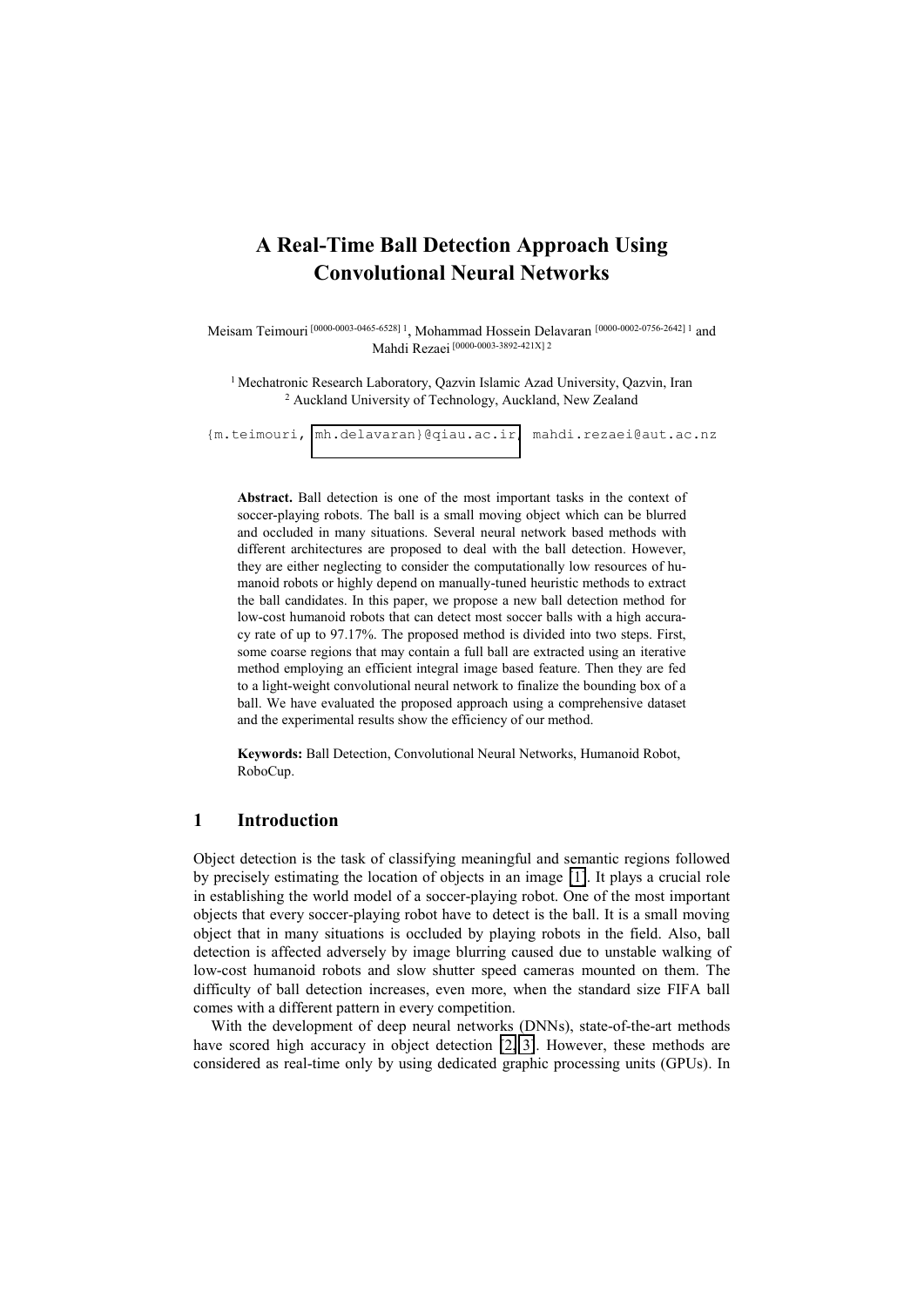# A Real-Time Ball Detection Approach Using Convolutional Neural Networks

Meisam Teimouri [0000-0003-0465-6528] [1], Mohammad Hossein Delavaran [0000-0002-0756-2642] [1] and Mahdi Rezaei [0000-0003-3892-421X] [2]

[1] Mechatronic Research Laboratory, Qazvin Islamic Azad University, Qazvin, Iran
[2] Auckland University of Technology, Auckland, New Zealand

{m.teimouri, mh.delavaran}@qiau.ac.ir, mahdi.rezaei@aut.ac.nz

**Abstract.** Ball detection is one of the most important tasks in the context of soccer-playing robots. The ball is a small moving object which can be blurred and occluded in many situations. Several neural network based methods with different architectures are proposed to deal with the ball detection. However, they are either neglecting to consider the computationally low resources of humanoid robots or highly depend on manually-tuned heuristic methods to extract the ball candidates. In this paper, we propose a new ball detection method for low-cost humanoid robots that can detect most soccer balls with a high accuracy rate of up to 97.17%. The proposed method is divided into two steps. First, some coarse regions that may contain a full ball are extracted using an iterative method employing an efficient integral image based feature. Then they are fed to a light-weight convolutional neural network to finalize the bounding box of a ball. We have evaluated the proposed approach using a comprehensive dataset and the experimental results show the efficiency of our method.

**Keywords:** Ball Detection, Convolutional Neural Networks, Humanoid Robot, RoboCup.

## 1 Introduction

Object detection is the task of classifying meaningful and semantic regions followed by precisely estimating the location of objects in an image [1]. It plays a crucial role in establishing the world model of a soccer-playing robot. One of the most important objects that every soccer-playing robot have to detect is the ball. It is a small moving object that in many situations is occluded by playing robots in the field. Also, ball detection is affected adversely by image blurring caused due to unstable walking of low-cost humanoid robots and slow shutter speed cameras mounted on them. The difficulty of ball detection increases, even more, when the standard size FIFA ball comes with a different pattern in every competition.

With the development of deep neural networks (DNNs), state-of-the-art methods have scored high accuracy in object detection [2, 3]. However, these methods are considered as real-time only by using dedicated graphic processing units (GPUs). In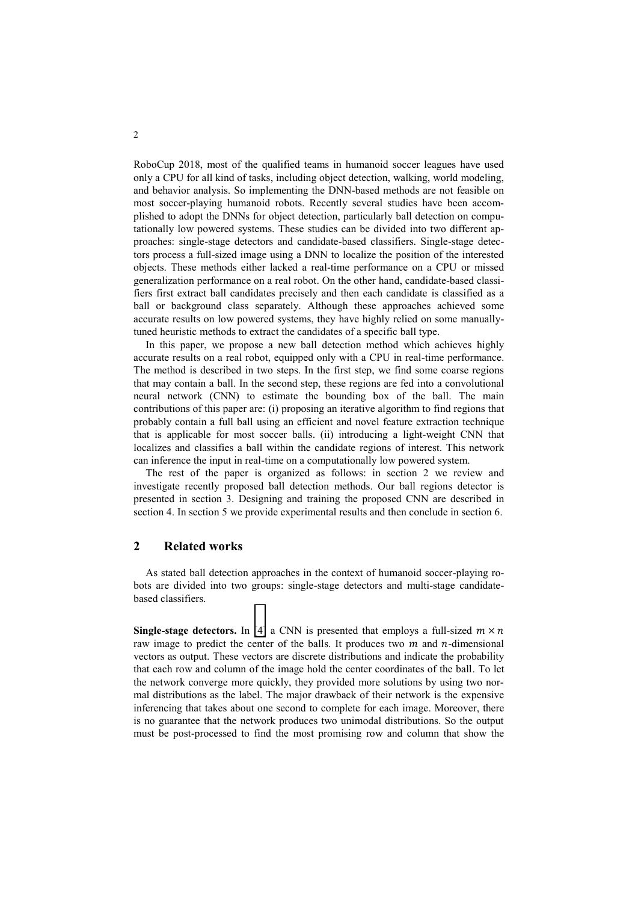RoboCup 2018, most of the qualified teams in humanoid soccer leagues have used only a CPU for all kind of tasks, including object detection, walking, world modeling, and behavior analysis. So implementing the DNN-based methods are not feasible on most soccer-playing humanoid robots. Recently several studies have been accomplished to adopt the DNNs for object detection, particularly ball detection on computationally low powered systems. These studies can be divided into two different approaches: single-stage detectors and candidate-based classifiers. Single-stage detectors process a full-sized image using a DNN to localize the position of the interested objects. These methods either lacked a real-time performance on a CPU or missed generalization performance on a real robot. On the other hand, candidate-based classifiers first extract ball candidates precisely and then each candidate is classified as a ball or background class separately. Although these approaches achieved some accurate results on low powered systems, they have highly relied on some manually-tuned heuristic methods to extract the candidates of a specific ball type.

In this paper, we propose a new ball detection method which achieves highly accurate results on a real robot, equipped only with a CPU in real-time performance. The method is described in two steps. In the first step, we find some coarse regions that may contain a ball. In the second step, these regions are fed into a convolutional neural network (CNN) to estimate the bounding box of the ball. The main contributions of this paper are: (i) proposing an iterative algorithm to find regions that probably contain a full ball using an efficient and novel feature extraction technique that is applicable for most soccer balls. (ii) introducing a light-weight CNN that localizes and classifies a ball within the candidate regions of interest. This network can inference the input in real-time on a computationally low powered system.

The rest of the paper is organized as follows: in section 2 we review and investigate recently proposed ball detection methods. Our ball regions detector is presented in section 3. Designing and training the proposed CNN are described in section 4. In section 5 we provide experimental results and then conclude in section 6.

## 2 Related works

As stated ball detection approaches in the context of humanoid soccer-playing robots are divided into two groups: single-stage detectors and multi-stage candidate-based classifiers.

**Single-stage detectors.** In [4] a CNN is presented that employs a full-sized $m \times n$ raw image to predict the center of the balls. It produces two $m$ and $n$-dimensional vectors as output. These vectors are discrete distributions and indicate the probability that each row and column of the image hold the center coordinates of the ball. To let the network converge more quickly, they provided more solutions by using two normal distributions as the label. The major drawback of their network is the expensive inferencing that takes about one second to complete for each image. Moreover, there is no guarantee that the network produces two unimodal distributions. So the output must be post-processed to find the most promising row and column that show the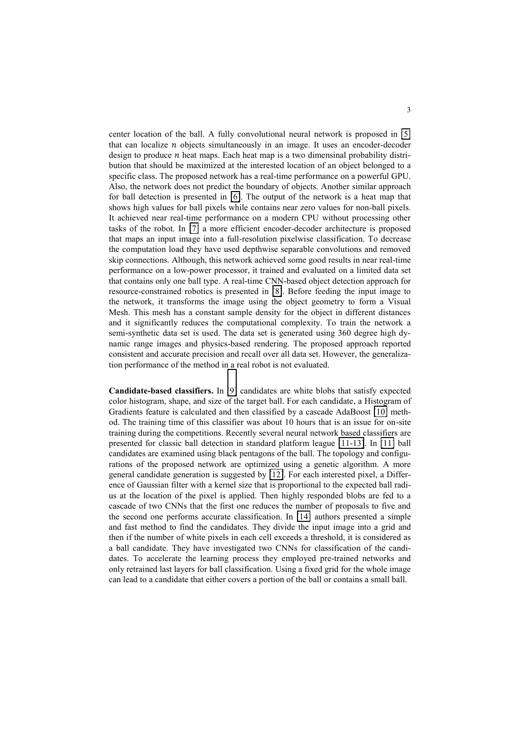center location of the ball. A fully convolutional neural network is proposed in [5] that can localize $n$ objects simultaneously in an image. It uses an encoder-decoder design to produce $n$ heat maps. Each heat map is a two dimensinal probability distribution that should be maximized at the interested location of an object belonged to a specific class. The proposed network has a real-time performance on a powerful GPU. Also, the network does not predict the boundary of objects. Another similar approach for ball detection is presented in [6]. The output of the network is a heat map that shows high values for ball pixels while contains near zero values for non-ball pixels. It achieved near real-time performance on a modern CPU without processing other tasks of the robot. In [7] a more efficient encoder-decoder architecture is proposed that maps an input image into a full-resolution pixelwise classification. To decrease the computation load they have used depthwise separable convolutions and removed skip connections. Although, this network achieved some good results in near real-time performance on a low-power processor, it trained and evaluated on a limited data set that contains only one ball type. A real-time CNN-based object detection approach for resource-constrained robotics is presented in [8]. Before feeding the input image to the network, it transforms the image using the object geometry to form a Visual Mesh. This mesh has a constant sample density for the object in different distances and it significantly reduces the computational complexity. To train the network a semi-synthetic data set is used. The data set is generated using 360 degree high dynamic range images and physics-based rendering. The proposed approach reported consistent and accurate precision and recall over all data set. However, the generalization performance of the method in a real robot is not evaluated.

**Candidate-based classifiers.** In [9] candidates are white blobs that satisfy expected color histogram, shape, and size of the target ball. For each candidate, a Histogram of Gradients feature is calculated and then classified by a cascade AdaBoost [10] method. The training time of this classifier was about 10 hours that is an issue for on-site training during the competitions. Recently several neural network based classifiers are presented for classic ball detection in standard platform league [11-13]. In [11] ball candidates are examined using black pentagons of the ball. The topology and configurations of the proposed network are optimized using a genetic algorithm. A more general candidate generation is suggested by [12]. For each interested pixel, a Difference of Gaussian filter with a kernel size that is proportional to the expected ball radius at the location of the pixel is applied. Then highly responded blobs are fed to a cascade of two CNNs that the first one reduces the number of proposals to five and the second one performs accurate classification. In [14] authors presented a simple and fast method to find the candidates. They divide the input image into a grid and then if the number of white pixels in each cell exceeds a threshold, it is considered as a ball candidate. They have investigated two CNNs for classification of the candidates. To accelerate the learning process they employed pre-trained networks and only retrained last layers for ball classification. Using a fixed grid for the whole image can lead to a candidate that either covers a portion of the ball or contains a small ball.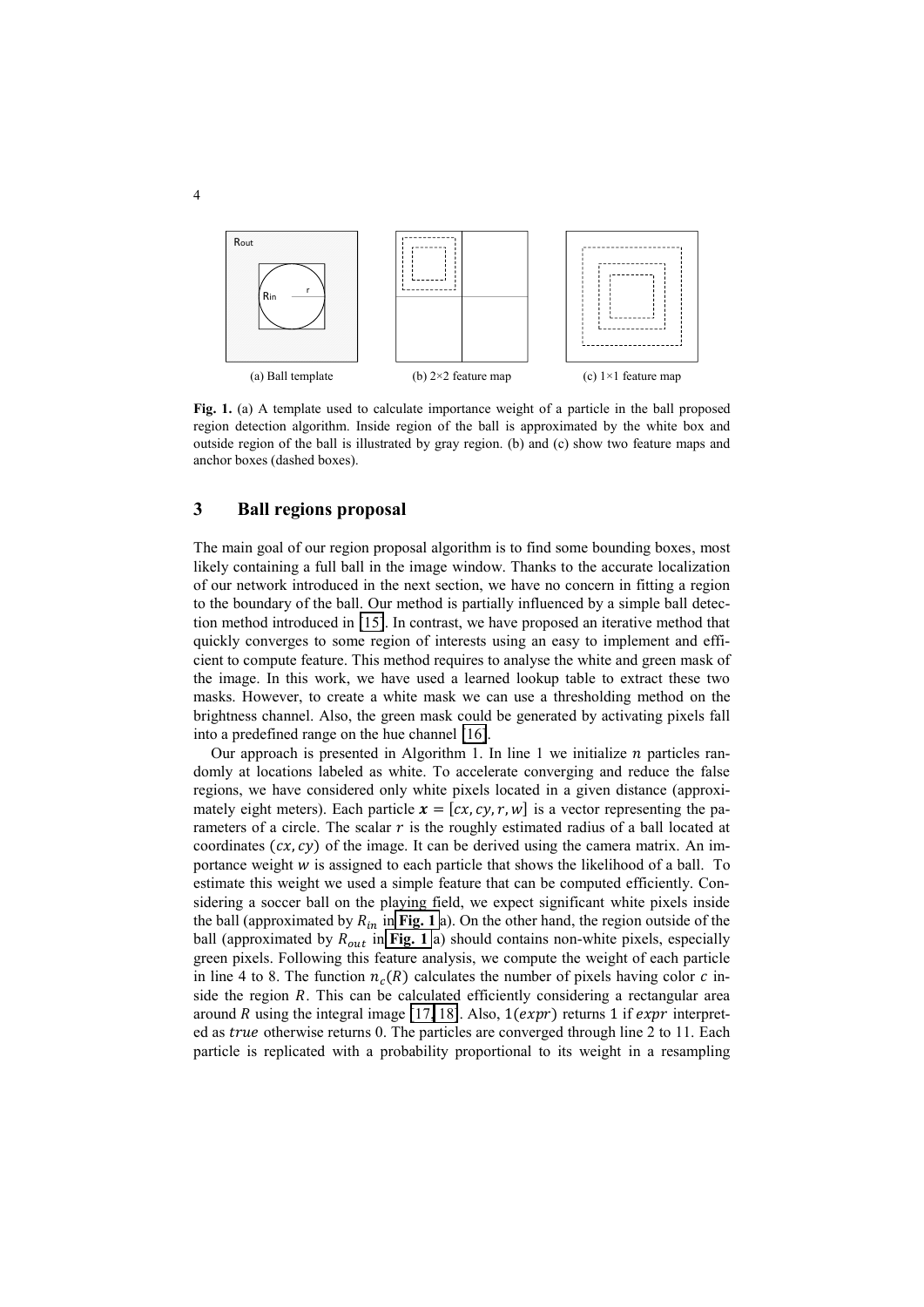(a) Ball template (b) 2×2 feature map (c) 1×1 feature map

**Fig. 1.** (a) A template used to calculate importance weight of a particle in the ball proposed region detection algorithm. Inside region of the ball is approximated by the white box and outside region of the ball is illustrated by gray region. (b) and (c) show two feature maps and anchor boxes (dashed boxes).

## 3 Ball regions proposal

The main goal of our region proposal algorithm is to find some bounding boxes, most likely containing a full ball in the image window. Thanks to the accurate localization of our network introduced in the next section, we have no concern in fitting a region to the boundary of the ball. Our method is partially influenced by a simple ball detection method introduced in [15]. In contrast, we have proposed an iterative method that quickly converges to some region of interests using an easy to implement and efficient to compute feature. This method requires to analyse the white and green mask of the image. In this work, we have used a learned lookup table to extract these two masks. However, to create a white mask we can use a thresholding method on the brightness channel. Also, the green mask could be generated by activating pixels fall into a predefined range on the hue channel [16].

Our approach is presented in Algorithm 1. In line 1 we initialize $n$ particles randomly at locations labeled as white. To accelerate converging and reduce the false regions, we have considered only white pixels located in a given distance (approximately eight meters). Each particle $\boldsymbol{x} = [cx, cy, r, w]$ is a vector representing the parameters of a circle. The scalar $r$ is the roughly estimated radius of a ball located at coordinates $(cx, cy)$ of the image. It can be derived using the camera matrix. An importance weight $w$ is assigned to each particle that shows the likelihood of a ball. To estimate this weight we used a simple feature that can be computed efficiently. Considering a soccer ball on the playing field, we expect significant white pixels inside the ball (approximated by $R_{in}$ in **Fig. 1** a). On the other hand, the region outside of the ball (approximated by $R_{out}$ in **Fig. 1** a) should contains non-white pixels, especially green pixels. Following this feature analysis, we compute the weight of each particle in line 4 to 8. The function $n_c(R)$ calculates the number of pixels having color $c$ inside the region $R$. This can be calculated efficiently considering a rectangular area around $R$ using the integral image [17, 18]. Also, $1(expr)$ returns 1 if $expr$ interpreted as $true$ otherwise returns 0. The particles are converged through line 2 to 11. Each particle is replicated with a probability proportional to its weight in a resampling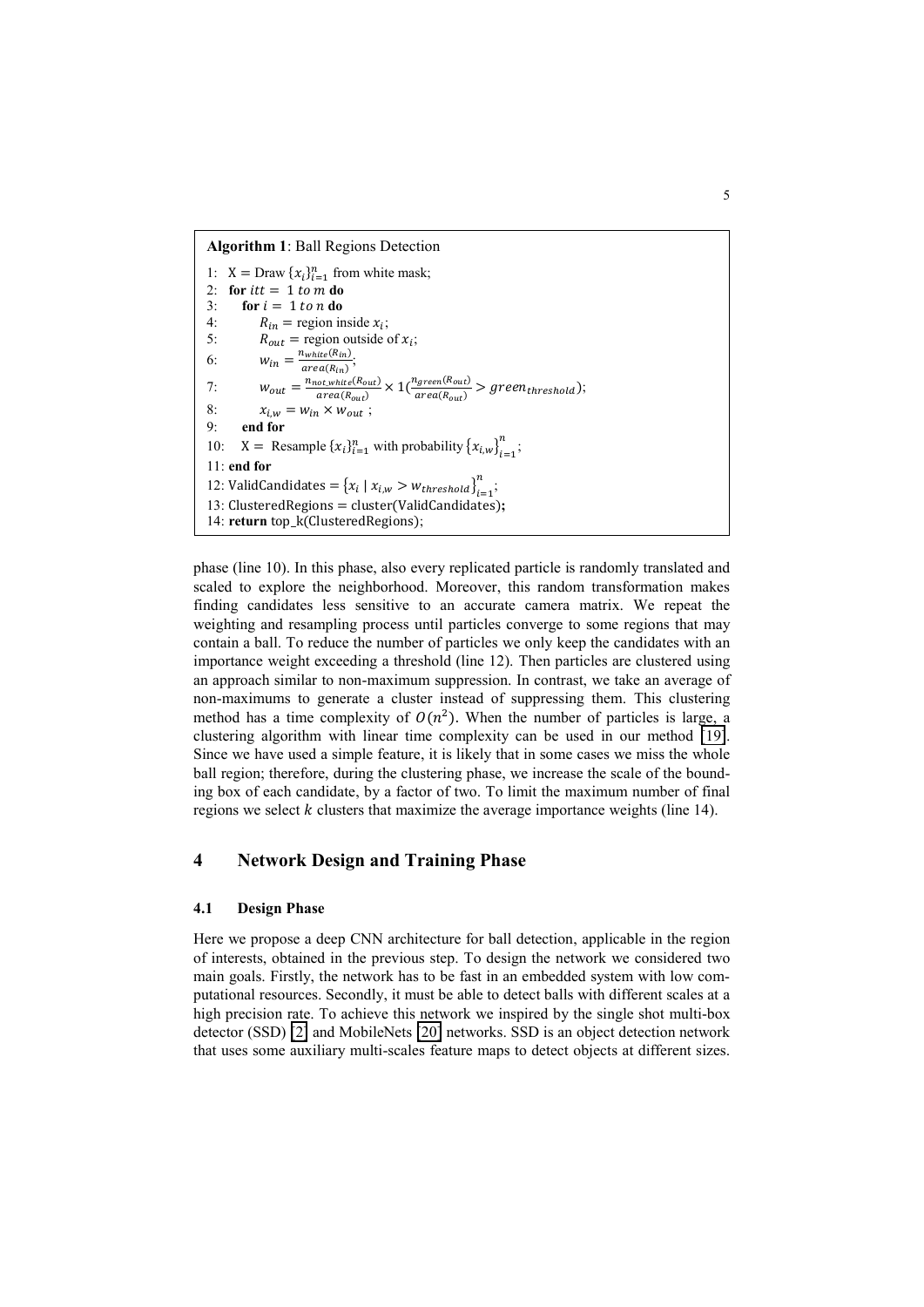**Algorithm 1**: Ball Regions Detection

```
1:  X = Draw {x_i}_{i=1}^n from white mask;
2:  for itt = 1 to m do
3:      for i = 1 to n do
4:          R_in = region inside x_i;
5:          R_out = region outside of x_i;
6:          w_in = n_white(R_in) / area(R_in);
7:          w_out = n_not_white(R_out) / area(R_out) × 1(n_green(R_out) / area(R_out) > green_threshold);
8:          x_{i,w} = w_in × w_out ;
9:      end for
10:     X = Resample {x_i}_{i=1}^n with probability {x_{i,w}}_{i=1}^n;
11: end for
12: ValidCandidates = {x_i | x_{i,w} > w_threshold}_{i=1}^n;
13: ClusteredRegions = cluster(ValidCandidates);
14: return top_k(ClusteredRegions);
```

phase (line 10). In this phase, also every replicated particle is randomly translated and scaled to explore the neighborhood. Moreover, this random transformation makes finding candidates less sensitive to an accurate camera matrix. We repeat the weighting and resampling process until particles converge to some regions that may contain a ball. To reduce the number of particles we only keep the candidates with an importance weight exceeding a threshold (line 12). Then particles are clustered using an approach similar to non-maximum suppression. In contrast, we take an average of non-maximums to generate a cluster instead of suppressing them. This clustering method has a time complexity of $O(n^2)$. When the number of particles is large, a clustering algorithm with linear time complexity can be used in our method [19]. Since we have used a simple feature, it is likely that in some cases we miss the whole ball region; therefore, during the clustering phase, we increase the scale of the bounding box of each candidate, by a factor of two. To limit the maximum number of final regions we select $k$ clusters that maximize the average importance weights (line 14).

# 4 Network Design and Training Phase

## 4.1 Design Phase

Here we propose a deep CNN architecture for ball detection, applicable in the region of interests, obtained in the previous step. To design the network we considered two main goals. Firstly, the network has to be fast in an embedded system with low computational resources. Secondly, it must be able to detect balls with different scales at a high precision rate. To achieve this network we inspired by the single shot multi-box detector (SSD) [2] and MobileNets [20] networks. SSD is an object detection network that uses some auxiliary multi-scales feature maps to detect objects at different sizes.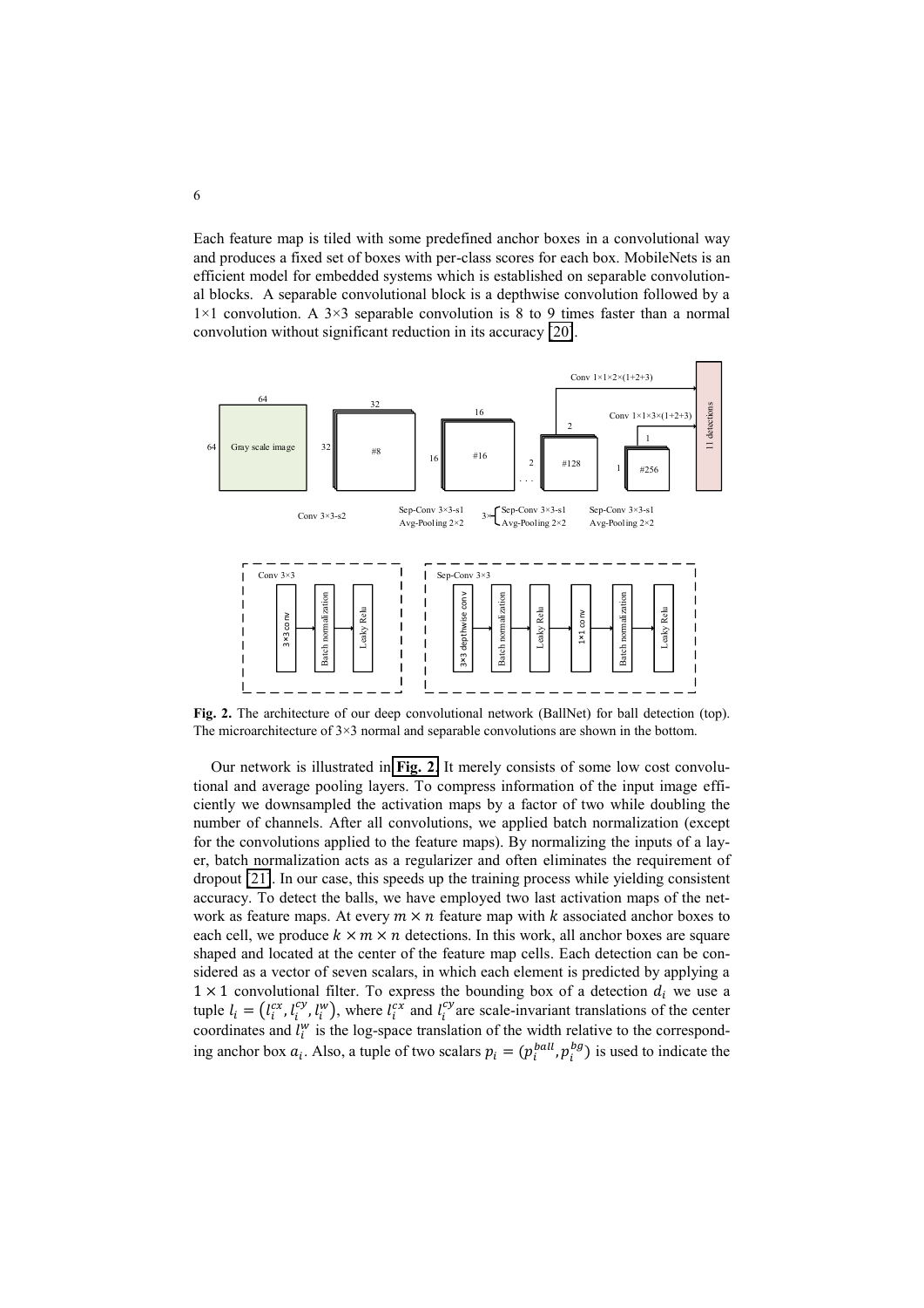Each feature map is tiled with some predefined anchor boxes in a convolutional way and produces a fixed set of boxes with per-class scores for each box. MobileNets is an efficient model for embedded systems which is established on separable convolutional blocks. A separable convolutional block is a depthwise convolution followed by a 1×1 convolution. A 3×3 separable convolution is 8 to 9 times faster than a normal convolution without significant reduction in its accuracy [20].

**Fig. 2.** The architecture of our deep convolutional network (BallNet) for ball detection (top). The microarchitecture of 3×3 normal and separable convolutions are shown in the bottom.

Our network is illustrated in **Fig. 2**. It merely consists of some low cost convolutional and average pooling layers. To compress information of the input image efficiently we downsampled the activation maps by a factor of two while doubling the number of channels. After all convolutions, we applied batch normalization (except for the convolutions applied to the feature maps). By normalizing the inputs of a layer, batch normalization acts as a regularizer and often eliminates the requirement of dropout [21]. In our case, this speeds up the training process while yielding consistent accuracy. To detect the balls, we have employed two last activation maps of the network as feature maps. At every $m \times n$ feature map with $k$ associated anchor boxes to each cell, we produce $k \times m \times n$ detections. In this work, all anchor boxes are square shaped and located at the center of the feature map cells. Each detection can be considered as a vector of seven scalars, in which each element is predicted by applying a $1 \times 1$ convolutional filter. To express the bounding box of a detection $d_i$ we use a tuple $l_i = (l_i^{cx}, l_i^{cy}, l_i^{w})$, where $l_i^{cx}$ and $l_i^{cy}$ are scale-invariant translations of the center coordinates and $l_i^{w}$ is the log-space translation of the width relative to the corresponding anchor box $a_i$. Also, a tuple of two scalars $p_i = (p_i^{ball}, p_i^{bg})$ is used to indicate the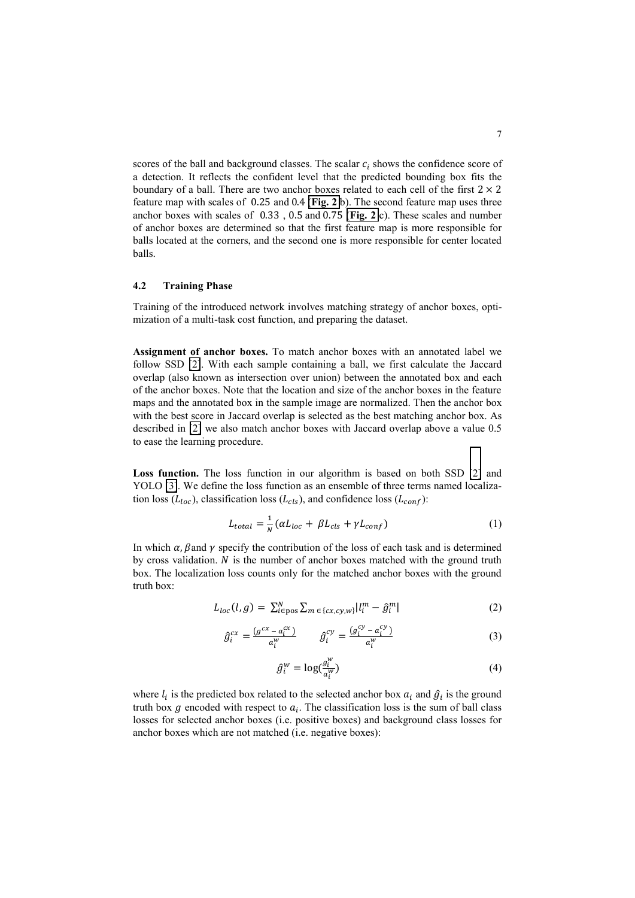scores of the ball and background classes. The scalar $c_i$ shows the confidence score of a detection. It reflects the confident level that the predicted bounding box fits the boundary of a ball. There are two anchor boxes related to each cell of the first $2 \times 2$ feature map with scales of 0.25 and 0.4 (Fig. 2 b). The second feature map uses three anchor boxes with scales of 0.33 , 0.5 and 0.75 (Fig. 2 c). These scales and number of anchor boxes are determined so that the first feature map is more responsible for balls located at the corners, and the second one is more responsible for center located balls.

### 4.2 Training Phase

Training of the introduced network involves matching strategy of anchor boxes, optimization of a multi-task cost function, and preparing the dataset.

**Assignment of anchor boxes.** To match anchor boxes with an annotated label we follow SSD [2]. With each sample containing a ball, we first calculate the Jaccard overlap (also known as intersection over union) between the annotated box and each of the anchor boxes. Note that the location and size of the anchor boxes in the feature maps and the annotated box in the sample image are normalized. Then the anchor box with the best score in Jaccard overlap is selected as the best matching anchor box. As described in [2] we also match anchor boxes with Jaccard overlap above a value 0.5 to ease the learning procedure.

**Loss function.** The loss function in our algorithm is based on both SSD [2] and YOLO [3]. We define the loss function as an ensemble of three terms named localization loss ($L_{loc}$), classification loss ($L_{cls}$), and confidence loss ($L_{conf}$):

$$L_{total} = \frac{1}{N}(\alpha L_{loc} + \beta L_{cls} + \gamma L_{conf}) \tag{1}$$

In which $\alpha, \beta$ and $\gamma$ specify the contribution of the loss of each task and is determined by cross validation. $N$ is the number of anchor boxes matched with the ground truth box. The localization loss counts only for the matched anchor boxes with the ground truth box:

$$L_{loc}(l, g) = \sum_{i \in \text{pos}}^{N} \sum_{m \in \{cx, cy, w\}} |l_i^m - \hat{g}_i^m| \tag{2}$$

$$\hat{g}_i^{cx} = \frac{(g^{cx} - a_i^{cx})}{a_i^w} \qquad \hat{g}_i^{cy} = \frac{(g_i^{cy} - a_i^{cy})}{a_i^w} \tag{3}$$

$$\hat{g}_i^w = \log(\frac{g_i^w}{a_i^w}) \tag{4}$$

where $l_i$ is the predicted box related to the selected anchor box $a_i$ and $\hat{g}_i$ is the ground truth box $g$ encoded with respect to $a_i$. The classification loss is the sum of ball class losses for selected anchor boxes (i.e. positive boxes) and background class losses for anchor boxes which are not matched (i.e. negative boxes):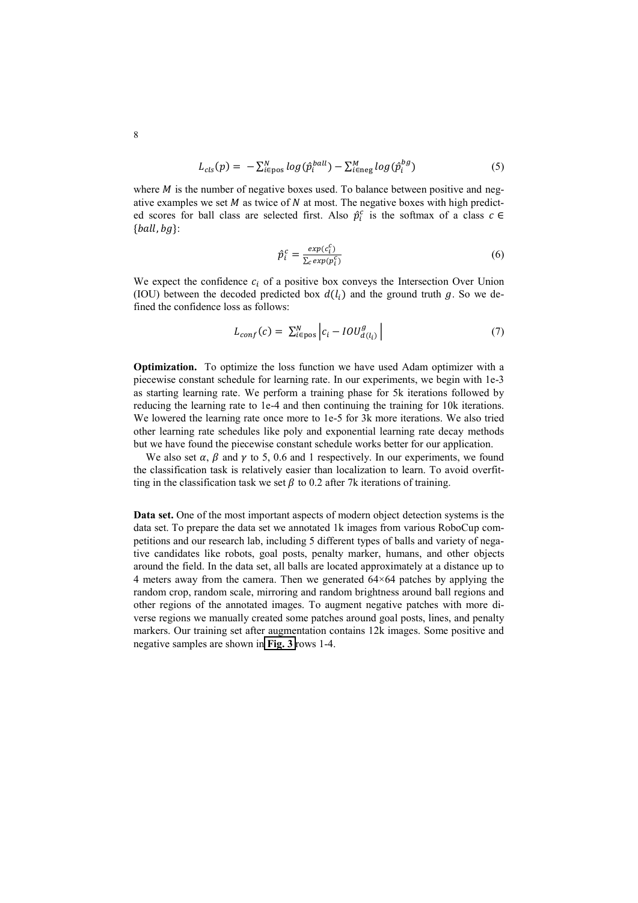$$L_{cls}(p) = -\sum_{i \in \text{pos}}^{N} log(\hat{p}_i^{ball}) - \sum_{i \in \text{neg}}^{M} log(\hat{p}_i^{bg}) \tag{5}$$

where $M$ is the number of negative boxes used. To balance between positive and negative examples we set $M$ as twice of $N$ at most. The negative boxes with high predicted scores for ball class are selected first. Also $\hat{p}_i^c$ is the softmax of a class $c \in \{ball, bg\}$:

$$\hat{p}_i^c = \frac{exp(c_i^c)}{\sum_c exp(p_i^c)} \tag{6}$$

We expect the confidence $c_i$ of a positive box conveys the Intersection Over Union (IOU) between the decoded predicted box $d(l_i)$ and the ground truth $g$. So we defined the confidence loss as follows:

$$L_{conf}(c) = \sum_{i \in \text{pos}}^{N} \left| c_i - IOU_{d(l_i)}^{g} \right| \tag{7}$$

**Optimization.** To optimize the loss function we have used Adam optimizer with a piecewise constant schedule for learning rate. In our experiments, we begin with 1e-3 as starting learning rate. We perform a training phase for 5k iterations followed by reducing the learning rate to 1e-4 and then continuing the training for 10k iterations. We lowered the learning rate once more to 1e-5 for 3k more iterations. We also tried other learning rate schedules like poly and exponential learning rate decay methods but we have found the piecewise constant schedule works better for our application.

We also set $\alpha$, $\beta$ and $\gamma$ to 5, 0.6 and 1 respectively. In our experiments, we found the classification task is relatively easier than localization to learn. To avoid overfitting in the classification task we set $\beta$ to 0.2 after 7k iterations of training.

**Data set.** One of the most important aspects of modern object detection systems is the data set. To prepare the data set we annotated 1k images from various RoboCup competitions and our research lab, including 5 different types of balls and variety of negative candidates like robots, goal posts, penalty marker, humans, and other objects around the field. In the data set, all balls are located approximately at a distance up to 4 meters away from the camera. Then we generated 64×64 patches by applying the random crop, random scale, mirroring and random brightness around ball regions and other regions of the annotated images. To augment negative patches with more diverse regions we manually created some patches around goal posts, lines, and penalty markers. Our training set after augmentation contains 12k images. Some positive and negative samples are shown in **Fig. 3** rows 1-4.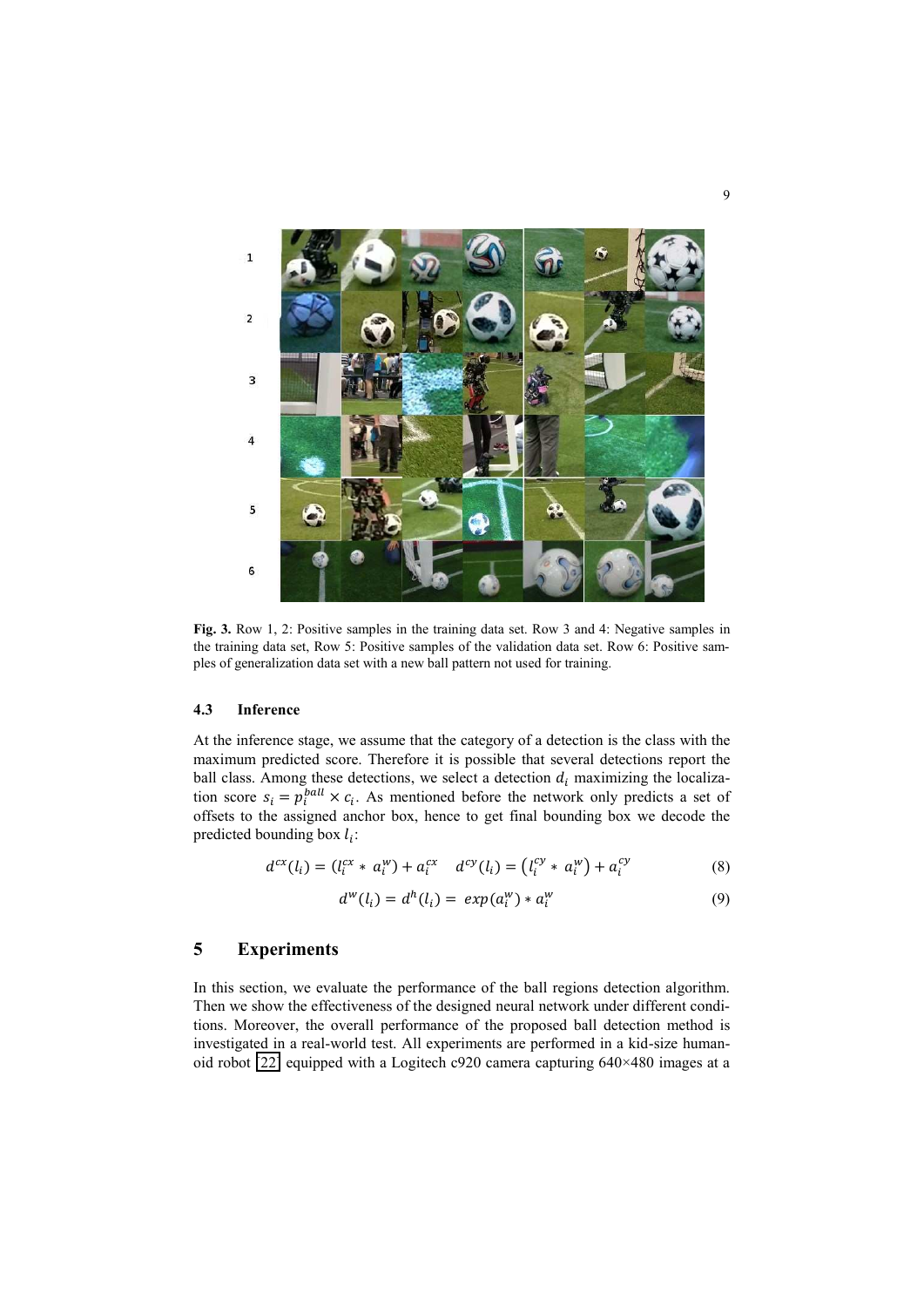**Fig. 3.** Row 1, 2: Positive samples in the training data set. Row 3 and 4: Negative samples in the training data set, Row 5: Positive samples of the validation data set. Row 6: Positive samples of generalization data set with a new ball pattern not used for training.

### 4.3 Inference

At the inference stage, we assume that the category of a detection is the class with the maximum predicted score. Therefore it is possible that several detections report the ball class. Among these detections, we select a detection $d_i$ maximizing the localization score $s_i = p_i^{ball} \times c_i$. As mentioned before the network only predicts a set of offsets to the assigned anchor box, hence to get final bounding box we decode the predicted bounding box $l_i$:

$$d^{cx}(l_i) = (l_i^{cx} * a_i^{w}) + a_i^{cx} \quad d^{cy}(l_i) = \left(l_i^{cy} * a_i^{w}\right) + a_i^{cy} \tag{8}$$

$$d^{w}(l_i) = d^{h}(l_i) = exp(a_i^{w}) * a_i^{w} \tag{9}$$

## 5 Experiments

In this section, we evaluate the performance of the ball regions detection algorithm. Then we show the effectiveness of the designed neural network under different conditions. Moreover, the overall performance of the proposed ball detection method is investigated in a real-world test. All experiments are performed in a kid-size humanoid robot [22] equipped with a Logitech c920 camera capturing 640×480 images at a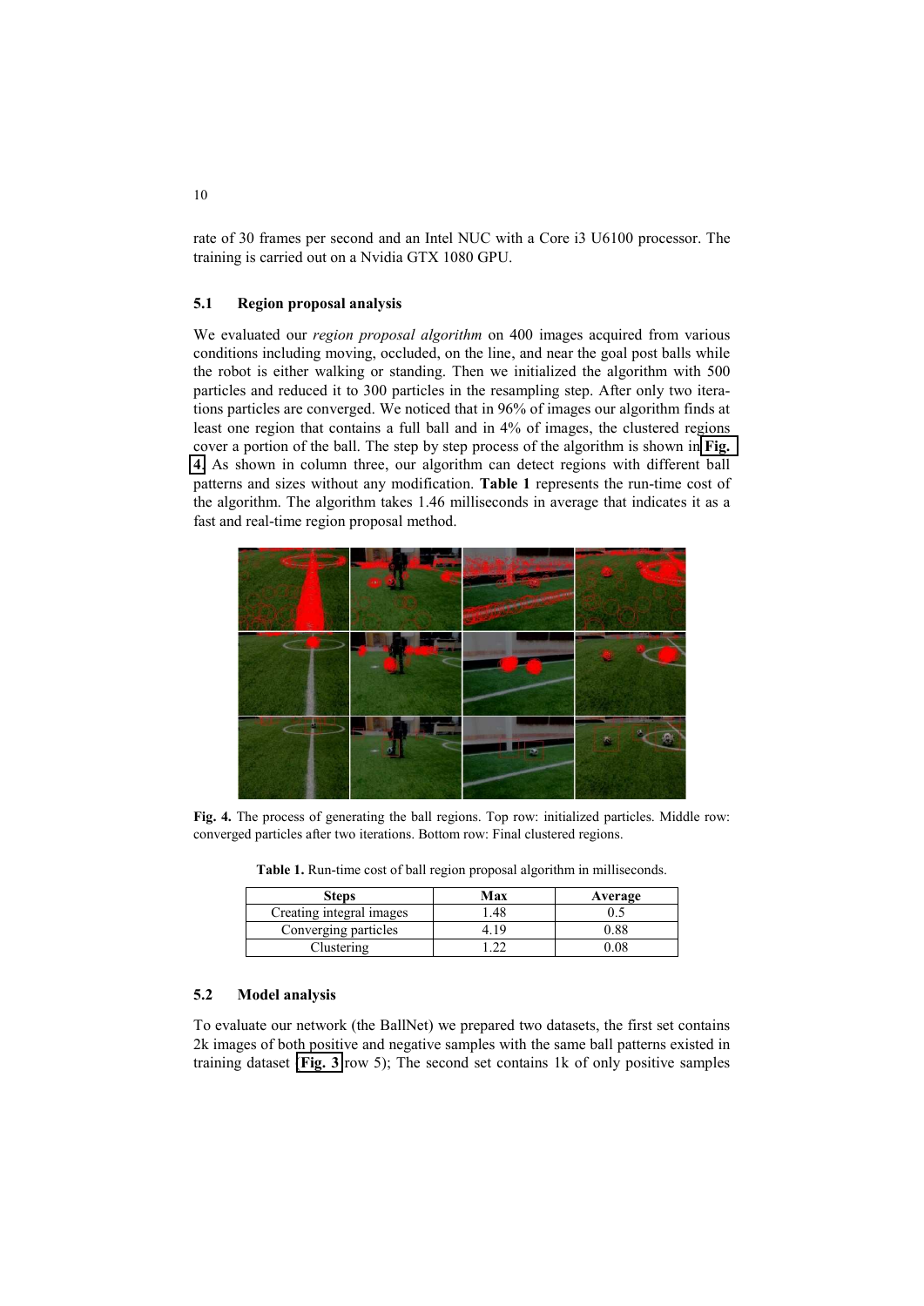rate of 30 frames per second and an Intel NUC with a Core i3 U6100 processor. The training is carried out on a Nvidia GTX 1080 GPU.

### 5.1 Region proposal analysis

We evaluated our *region proposal algorithm* on 400 images acquired from various conditions including moving, occluded, on the line, and near the goal post balls while the robot is either walking or standing. Then we initialized the algorithm with 500 particles and reduced it to 300 particles in the resampling step. After only two iterations particles are converged. We noticed that in 96% of images our algorithm finds at least one region that contains a full ball and in 4% of images, the clustered regions cover a portion of the ball. The step by step process of the algorithm is shown in **Fig. 4**. As shown in column three, our algorithm can detect regions with different ball patterns and sizes without any modification. **Table 1** represents the run-time cost of the algorithm. The algorithm takes 1.46 milliseconds in average that indicates it as a fast and real-time region proposal method.

**Fig. 4.** The process of generating the ball regions. Top row: initialized particles. Middle row: converged particles after two iterations. Bottom row: Final clustered regions.

**Table 1.** Run-time cost of ball region proposal algorithm in milliseconds.

| Steps | Max | Average |
|---|---|---|
| Creating integral images | 1.48 | 0.5 |
| Converging particles | 4.19 | 0.88 |
| Clustering | 1.22 | 0.08 |

### 5.2 Model analysis

To evaluate our network (the BallNet) we prepared two datasets, the first set contains 2k images of both positive and negative samples with the same ball patterns existed in training dataset (**Fig. 3** row 5); The second set contains 1k of only positive samples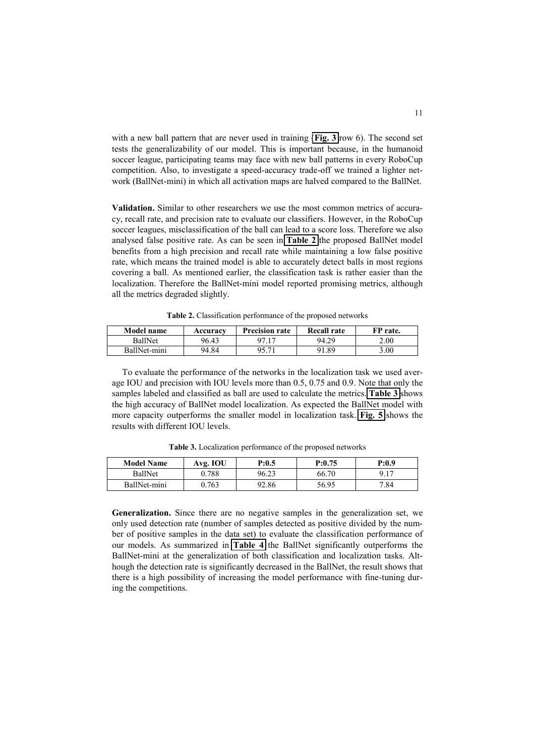with a new ball pattern that are never used in training (**Fig. 3** row 6). The second set tests the generalizability of our model. This is important because, in the humanoid soccer league, participating teams may face with new ball patterns in every RoboCup competition. Also, to investigate a speed-accuracy trade-off we trained a lighter network (BallNet-mini) in which all activation maps are halved compared to the BallNet.

**Validation.** Similar to other researchers we use the most common metrics of accuracy, recall rate, and precision rate to evaluate our classifiers. However, in the RoboCup soccer leagues, misclassification of the ball can lead to a score loss. Therefore we also analysed false positive rate. As can be seen in **Table 2** the proposed BallNet model benefits from a high precision and recall rate while maintaining a low false positive rate, which means the trained model is able to accurately detect balls in most regions covering a ball. As mentioned earlier, the classification task is rather easier than the localization. Therefore the BallNet-mini model reported promising metrics, although all the metrics degraded slightly.

**Table 2.** Classification performance of the proposed networks

| Model name | Accuracy | Precision rate | Recall rate | FP rate. |
|---|---|---|---|---|
| BallNet | 96.43 | 97.17 | 94.29 | 2.00 |
| BallNet-mini | 94.84 | 95.71 | 91.89 | 3.00 |

To evaluate the performance of the networks in the localization task we used average IOU and precision with IOU levels more than 0.5, 0.75 and 0.9. Note that only the samples labeled and classified as ball are used to calculate the metrics. **Table 3** shows the high accuracy of BallNet model localization. As expected the BallNet model with more capacity outperforms the smaller model in localization task. **Fig. 5** shows the results with different IOU levels.

**Table 3.** Localization performance of the proposed networks

| Model Name | Avg. IOU | P:0.5 | P:0.75 | P:0.9 |
|---|---|---|---|---|
| BallNet | 0.788 | 96.23 | 66.70 | 9.17 |
| BallNet-mini | 0.763 | 92.86 | 56.95 | 7.84 |

**Generalization.** Since there are no negative samples in the generalization set, we only used detection rate (number of samples detected as positive divided by the number of positive samples in the data set) to evaluate the classification performance of our models. As summarized in **Table 4** the BallNet significantly outperforms the BallNet-mini at the generalization of both classification and localization tasks. Although the detection rate is significantly decreased in the BallNet, the result shows that there is a high possibility of increasing the model performance with fine-tuning during the competitions.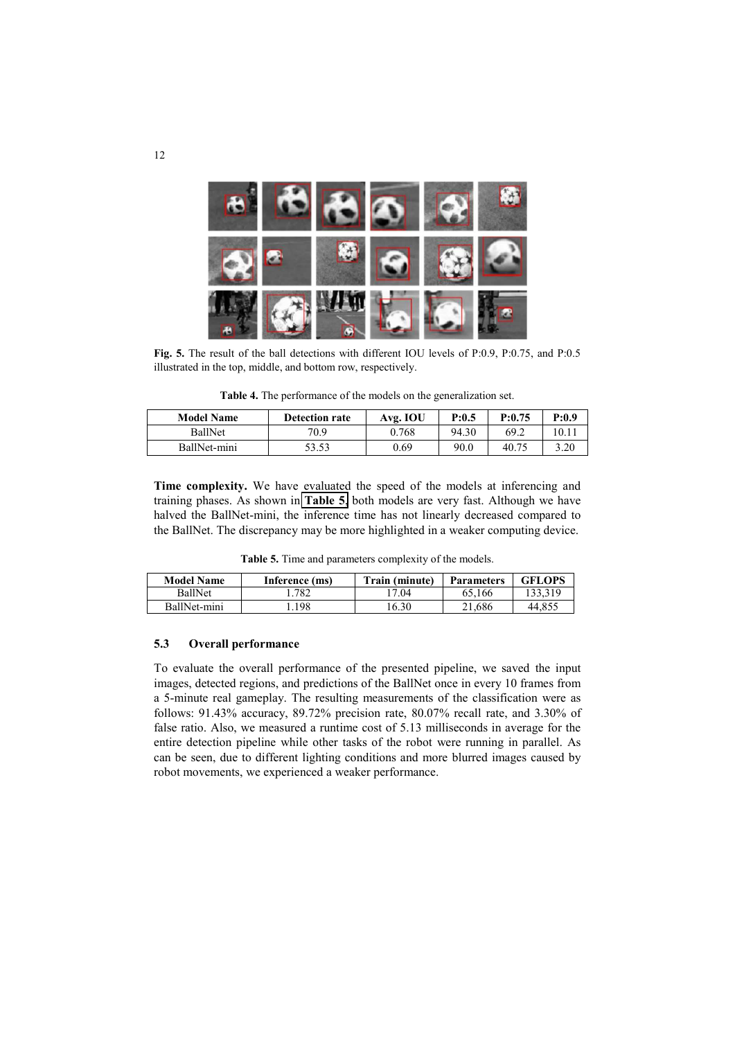**Fig. 5.** The result of the ball detections with different IOU levels of P:0.9, P:0.75, and P:0.5 illustrated in the top, middle, and bottom row, respectively.

**Table 4.** The performance of the models on the generalization set.

| Model Name | Detection rate | Avg. IOU | P:0.5 | P:0.75 | P:0.9 |
|---|---|---|---|---|---|
| BallNet | 70.9 | 0.768 | 94.30 | 69.2 | 10.11 |
| BallNet-mini | 53.53 | 0.69 | 90.0 | 40.75 | 3.20 |

**Time complexity.** We have evaluated the speed of the models at inferencing and training phases. As shown in Table 5, both models are very fast. Although we have halved the BallNet-mini, the inference time has not linearly decreased compared to the BallNet. The discrepancy may be more highlighted in a weaker computing device.

**Table 5.** Time and parameters complexity of the models.

| Model Name | Inference (ms) | Train (minute) | Parameters | GFLOPS |
|---|---|---|---|---|
| BallNet | 1.782 | 17.04 | 65,166 | 133,319 |
| BallNet-mini | 1.198 | 16.30 | 21,686 | 44,855 |

### 5.3 Overall performance

To evaluate the overall performance of the presented pipeline, we saved the input images, detected regions, and predictions of the BallNet once in every 10 frames from a 5-minute real gameplay. The resulting measurements of the classification were as follows: 91.43% accuracy, 89.72% precision rate, 80.07% recall rate, and 3.30% of false ratio. Also, we measured a runtime cost of 5.13 milliseconds in average for the entire detection pipeline while other tasks of the robot were running in parallel. As can be seen, due to different lighting conditions and more blurred images caused by robot movements, we experienced a weaker performance.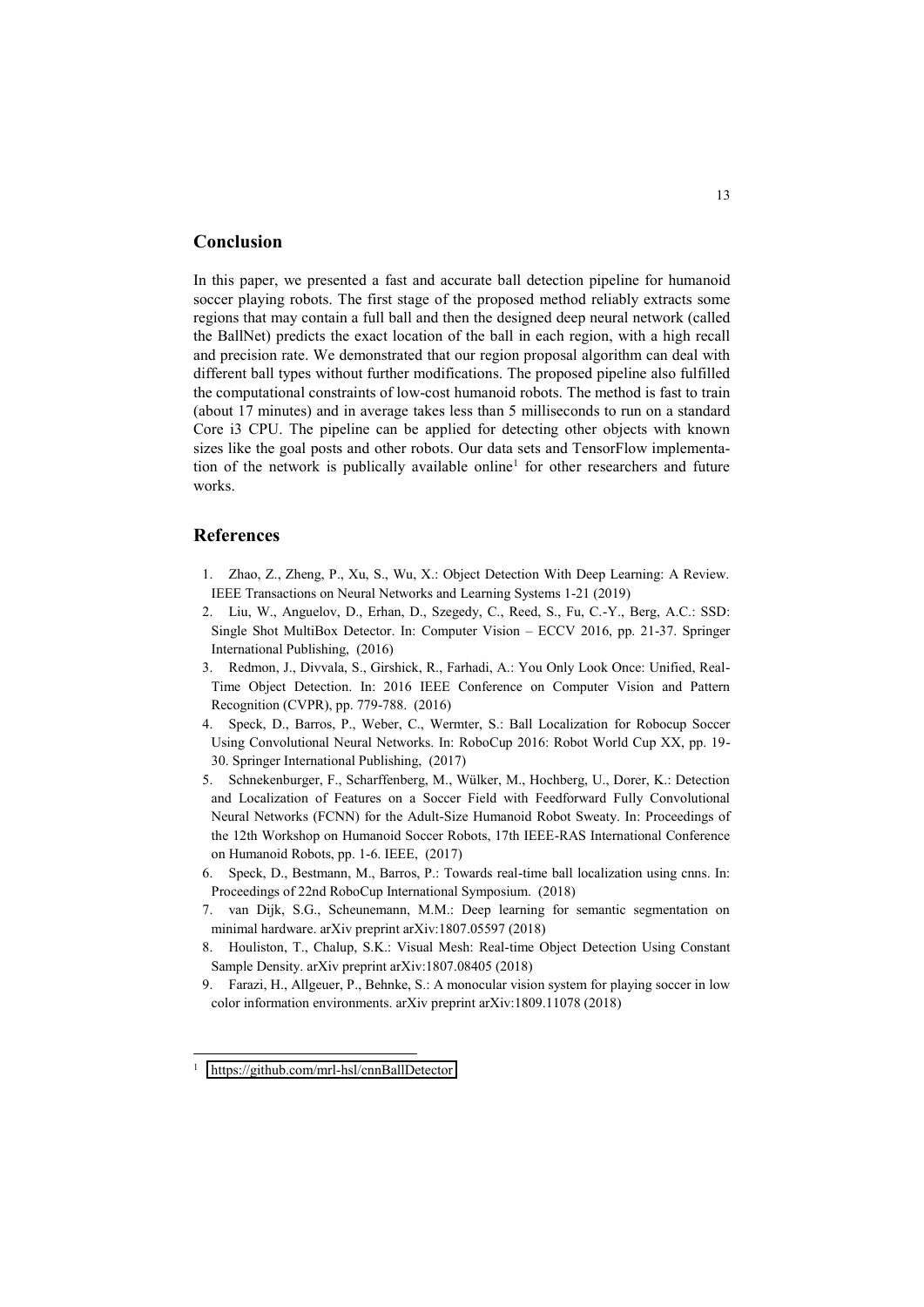## Conclusion

In this paper, we presented a fast and accurate ball detection pipeline for humanoid soccer playing robots. The first stage of the proposed method reliably extracts some regions that may contain a full ball and then the designed deep neural network (called the BallNet) predicts the exact location of the ball in each region, with a high recall and precision rate. We demonstrated that our region proposal algorithm can deal with different ball types without further modifications. The proposed pipeline also fulfilled the computational constraints of low-cost humanoid robots. The method is fast to train (about 17 minutes) and in average takes less than 5 milliseconds to run on a standard Core i3 CPU. The pipeline can be applied for detecting other objects with known sizes like the goal posts and other robots. Our data sets and TensorFlow implementation of the network is publically available online[1] for other researchers and future works.

## References

1. Zhao, Z., Zheng, P., Xu, S., Wu, X.: Object Detection With Deep Learning: A Review. IEEE Transactions on Neural Networks and Learning Systems 1-21 (2019)
2. Liu, W., Anguelov, D., Erhan, D., Szegedy, C., Reed, S., Fu, C.-Y., Berg, A.C.: SSD: Single Shot MultiBox Detector. In: Computer Vision – ECCV 2016, pp. 21-37. Springer International Publishing, (2016)
3. Redmon, J., Divvala, S., Girshick, R., Farhadi, A.: You Only Look Once: Unified, Real-Time Object Detection. In: 2016 IEEE Conference on Computer Vision and Pattern Recognition (CVPR), pp. 779-788. (2016)
4. Speck, D., Barros, P., Weber, C., Wermter, S.: Ball Localization for Robocup Soccer Using Convolutional Neural Networks. In: RoboCup 2016: Robot World Cup XX, pp. 19-30. Springer International Publishing, (2017)
5. Schnekenburger, F., Scharffenberg, M., Wülker, M., Hochberg, U., Dorer, K.: Detection and Localization of Features on a Soccer Field with Feedforward Fully Convolutional Neural Networks (FCNN) for the Adult-Size Humanoid Robot Sweaty. In: Proceedings of the 12th Workshop on Humanoid Soccer Robots, 17th IEEE-RAS International Conference on Humanoid Robots, pp. 1-6. IEEE, (2017)
6. Speck, D., Bestmann, M., Barros, P.: Towards real-time ball localization using cnns. In: Proceedings of 22nd RoboCup International Symposium. (2018)
7. van Dijk, S.G., Scheunemann, M.M.: Deep learning for semantic segmentation on minimal hardware. arXiv preprint arXiv:1807.05597 (2018)
8. Houliston, T., Chalup, S.K.: Visual Mesh: Real-time Object Detection Using Constant Sample Density. arXiv preprint arXiv:1807.08405 (2018)
9. Farazi, H., Allgeuer, P., Behnke, S.: A monocular vision system for playing soccer in low color information environments. arXiv preprint arXiv:1809.11078 (2018)

[1] https://github.com/mrl-hsl/cnnBallDetector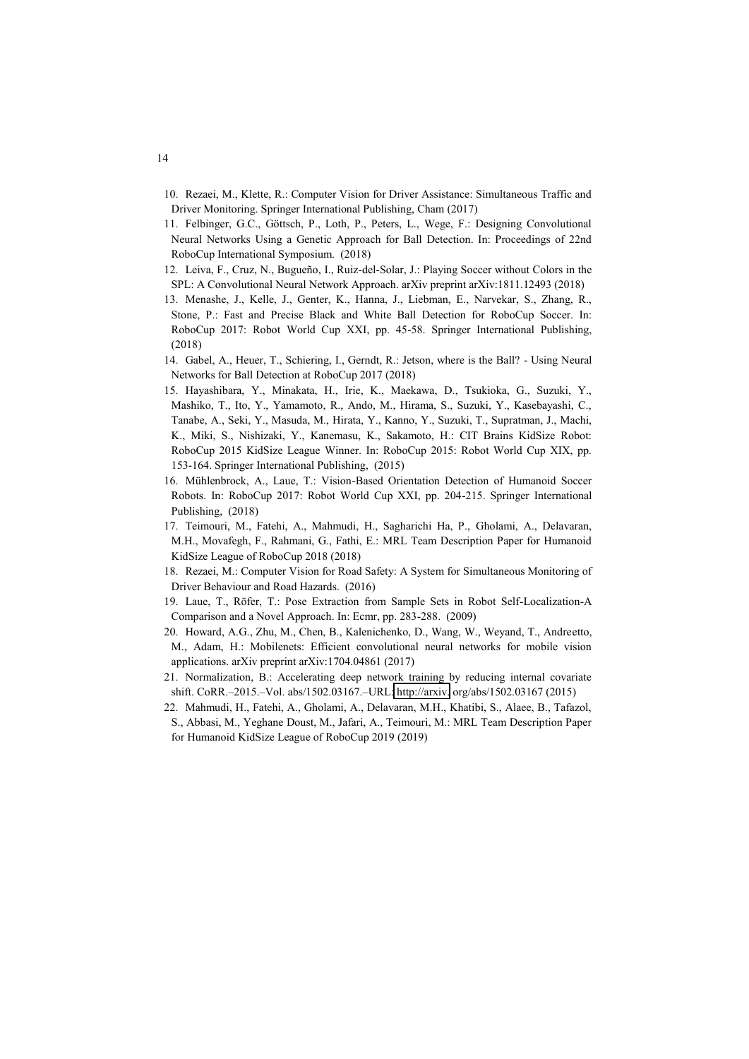10. Rezaei, M., Klette, R.: Computer Vision for Driver Assistance: Simultaneous Traffic and Driver Monitoring. Springer International Publishing, Cham (2017)
11. Felbinger, G.C., Göttsch, P., Loth, P., Peters, L., Wege, F.: Designing Convolutional Neural Networks Using a Genetic Approach for Ball Detection. In: Proceedings of 22nd RoboCup International Symposium. (2018)
12. Leiva, F., Cruz, N., Bugueño, I., Ruiz-del-Solar, J.: Playing Soccer without Colors in the SPL: A Convolutional Neural Network Approach. arXiv preprint arXiv:1811.12493 (2018)
13. Menashe, J., Kelle, J., Genter, K., Hanna, J., Liebman, E., Narvekar, S., Zhang, R., Stone, P.: Fast and Precise Black and White Ball Detection for RoboCup Soccer. In: RoboCup 2017: Robot World Cup XXI, pp. 45-58. Springer International Publishing, (2018)
14. Gabel, A., Heuer, T., Schiering, I., Gerndt, R.: Jetson, where is the Ball? - Using Neural Networks for Ball Detection at RoboCup 2017 (2018)
15. Hayashibara, Y., Minakata, H., Irie, K., Maekawa, D., Tsukioka, G., Suzuki, Y., Mashiko, T., Ito, Y., Yamamoto, R., Ando, M., Hirama, S., Suzuki, Y., Kasebayashi, C., Tanabe, A., Seki, Y., Masuda, M., Hirata, Y., Kanno, Y., Suzuki, T., Supratman, J., Machi, K., Miki, S., Nishizaki, Y., Kanemasu, K., Sakamoto, H.: CIT Brains KidSize Robot: RoboCup 2015 KidSize League Winner. In: RoboCup 2015: Robot World Cup XIX, pp. 153-164. Springer International Publishing, (2015)
16. Mühlenbrock, A., Laue, T.: Vision-Based Orientation Detection of Humanoid Soccer Robots. In: RoboCup 2017: Robot World Cup XXI, pp. 204-215. Springer International Publishing, (2018)
17. Teimouri, M., Fatehi, A., Mahmudi, H., Sagharichi Ha, P., Gholami, A., Delavaran, M.H., Movafegh, F., Rahmani, G., Fathi, E.: MRL Team Description Paper for Humanoid KidSize League of RoboCup 2018 (2018)
18. Rezaei, M.: Computer Vision for Road Safety: A System for Simultaneous Monitoring of Driver Behaviour and Road Hazards. (2016)
19. Laue, T., Röfer, T.: Pose Extraction from Sample Sets in Robot Self-Localization-A Comparison and a Novel Approach. In: Ecmr, pp. 283-288. (2009)
20. Howard, A.G., Zhu, M., Chen, B., Kalenichenko, D., Wang, W., Weyand, T., Andreetto, M., Adam, H.: Mobilenets: Efficient convolutional neural networks for mobile vision applications. arXiv preprint arXiv:1704.04861 (2017)
21. Normalization, B.: Accelerating deep network training by reducing internal covariate shift. CoRR.–2015.–Vol. abs/1502.03167.–URL: http://arxiv. org/abs/1502.03167 (2015)
22. Mahmudi, H., Fatehi, A., Gholami, A., Delavaran, M.H., Khatibi, S., Alaee, B., Tafazol, S., Abbasi, M., Yeghane Doust, M., Jafari, A., Teimouri, M.: MRL Team Description Paper for Humanoid KidSize League of RoboCup 2019 (2019)